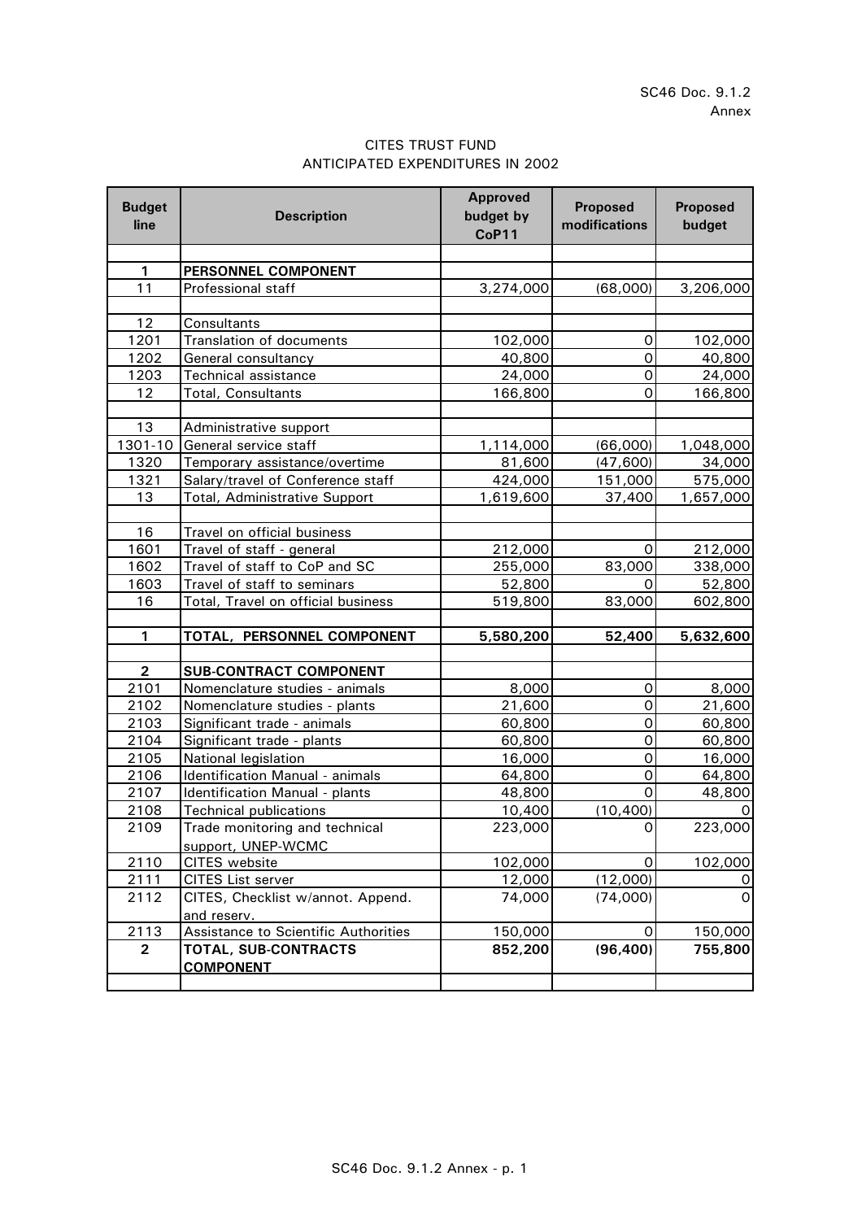SC46 Doc. 9.1.2
Annex

CITES TRUST FUND
ANTICIPATED EXPENDITURES IN 2002

| Budget line | Description | Approved budget by CoP11 | Proposed modifications | Proposed budget |
|---|---|---|---|---|
| | | | | |
| **1** | **PERSONNEL COMPONENT** | | | |
| 11 | Professional staff | 3,274,000 | (68,000) | 3,206,000 |
| | | | | |
| 12 | Consultants | | | |
| 1201 | Translation of documents | 102,000 | 0 | 102,000 |
| 1202 | General consultancy | 40,800 | 0 | 40,800 |
| 1203 | Technical assistance | 24,000 | 0 | 24,000 |
| 12 | Total, Consultants | 166,800 | 0 | 166,800 |
| | | | | |
| 13 | Administrative support | | | |
| 1301-10 | General service staff | 1,114,000 | (66,000) | 1,048,000 |
| 1320 | Temporary assistance/overtime | 81,600 | (47,600) | 34,000 |
| 1321 | Salary/travel of Conference staff | 424,000 | 151,000 | 575,000 |
| 13 | Total, Administrative Support | 1,619,600 | 37,400 | 1,657,000 |
| | | | | |
| 16 | Travel on official business | | | |
| 1601 | Travel of staff - general | 212,000 | 0 | 212,000 |
| 1602 | Travel of staff to CoP and SC | 255,000 | 83,000 | 338,000 |
| 1603 | Travel of staff to seminars | 52,800 | 0 | 52,800 |
| 16 | Total, Travel on official business | 519,800 | 83,000 | 602,800 |
| | | | | |
| **1** | **TOTAL, PERSONNEL COMPONENT** | **5,580,200** | **52,400** | **5,632,600** |
| | | | | |
| **2** | **SUB-CONTRACT COMPONENT** | | | |
| 2101 | Nomenclature studies - animals | 8,000 | 0 | 8,000 |
| 2102 | Nomenclature studies - plants | 21,600 | 0 | 21,600 |
| 2103 | Significant trade - animals | 60,800 | 0 | 60,800 |
| 2104 | Significant trade - plants | 60,800 | 0 | 60,800 |
| 2105 | National legislation | 16,000 | 0 | 16,000 |
| 2106 | Identification Manual - animals | 64,800 | 0 | 64,800 |
| 2107 | Identification Manual - plants | 48,800 | 0 | 48,800 |
| 2108 | Technical publications | 10,400 | (10,400) | 0 |
| 2109 | Trade monitoring and technical support, UNEP-WCMC | 223,000 | 0 | 223,000 |
| 2110 | CITES website | 102,000 | 0 | 102,000 |
| 2111 | CITES List server | 12,000 | (12,000) | 0 |
| 2112 | CITES, Checklist w/annot. Append. and reserv. | 74,000 | (74,000) | 0 |
| 2113 | Assistance to Scientific Authorities | 150,000 | 0 | 150,000 |
| **2** | **TOTAL, SUB-CONTRACTS COMPONENT** | **852,200** | **(96,400)** | **755,800** |
| | | | | |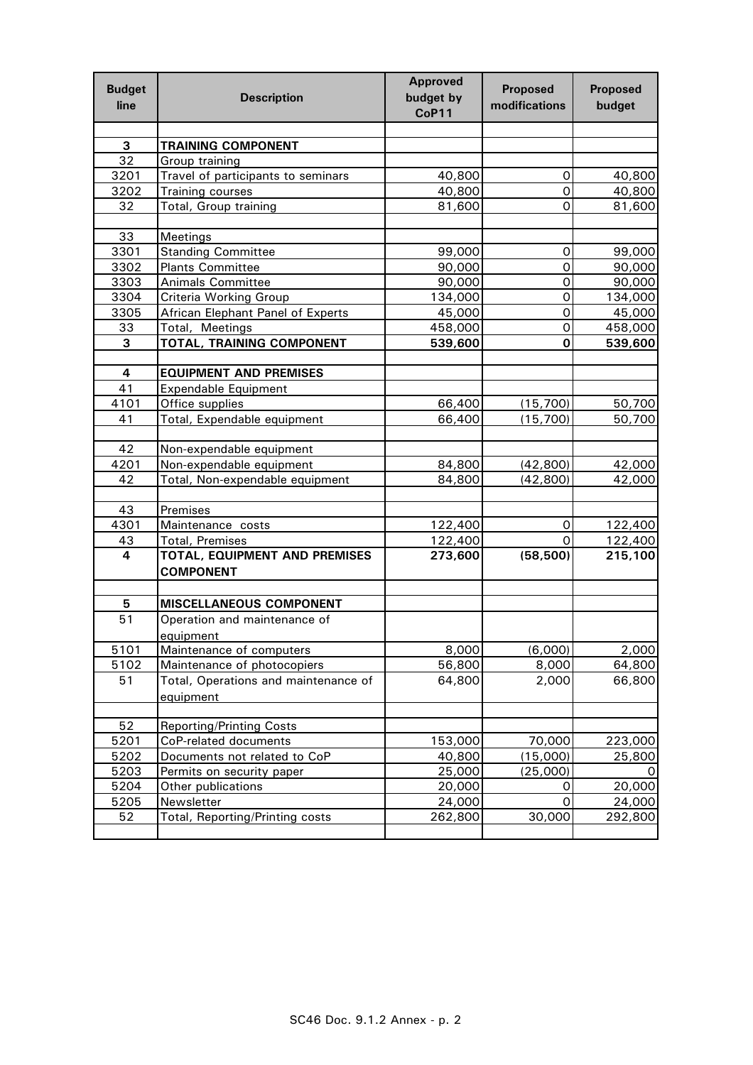| Budget line | Description | Approved budget by CoP11 | Proposed modifications | Proposed budget |
|---|---|---|---|---|
| | | | | |
| **3** | **TRAINING COMPONENT** | | | |
| 32 | Group training | | | |
| 3201 | Travel of participants to seminars | 40,800 | 0 | 40,800 |
| 3202 | Training courses | 40,800 | 0 | 40,800 |
| 32 | Total, Group training | 81,600 | 0 | 81,600 |
| | | | | |
| 33 | Meetings | | | |
| 3301 | Standing Committee | 99,000 | 0 | 99,000 |
| 3302 | Plants Committee | 90,000 | 0 | 90,000 |
| 3303 | Animals Committee | 90,000 | 0 | 90,000 |
| 3304 | Criteria Working Group | 134,000 | 0 | 134,000 |
| 3305 | African Elephant Panel of Experts | 45,000 | 0 | 45,000 |
| 33 | Total, Meetings | 458,000 | 0 | 458,000 |
| **3** | **TOTAL, TRAINING COMPONENT** | **539,600** | **0** | **539,600** |
| | | | | |
| **4** | **EQUIPMENT AND PREMISES** | | | |
| 41 | Expendable Equipment | | | |
| 4101 | Office supplies | 66,400 | (15,700) | 50,700 |
| 41 | Total, Expendable equipment | 66,400 | (15,700) | 50,700 |
| | | | | |
| 42 | Non-expendable equipment | | | |
| 4201 | Non-expendable equipment | 84,800 | (42,800) | 42,000 |
| 42 | Total, Non-expendable equipment | 84,800 | (42,800) | 42,000 |
| | | | | |
| 43 | Premises | | | |
| 4301 | Maintenance costs | 122,400 | 0 | 122,400 |
| 43 | Total, Premises | 122,400 | 0 | 122,400 |
| **4** | **TOTAL, EQUIPMENT AND PREMISES COMPONENT** | **273,600** | **(58,500)** | **215,100** |
| | | | | |
| **5** | **MISCELLANEOUS COMPONENT** | | | |
| 51 | Operation and maintenance of equipment | | | |
| 5101 | Maintenance of computers | 8,000 | (6,000) | 2,000 |
| 5102 | Maintenance of photocopiers | 56,800 | 8,000 | 64,800 |
| 51 | Total, Operations and maintenance of equipment | 64,800 | 2,000 | 66,800 |
| | | | | |
| 52 | Reporting/Printing Costs | | | |
| 5201 | CoP-related documents | 153,000 | 70,000 | 223,000 |
| 5202 | Documents not related to CoP | 40,800 | (15,000) | 25,800 |
| 5203 | Permits on security paper | 25,000 | (25,000) | 0 |
| 5204 | Other publications | 20,000 | 0 | 20,000 |
| 5205 | Newsletter | 24,000 | 0 | 24,000 |
| 52 | Total, Reporting/Printing costs | 262,800 | 30,000 | 292,800 |
| | | | | |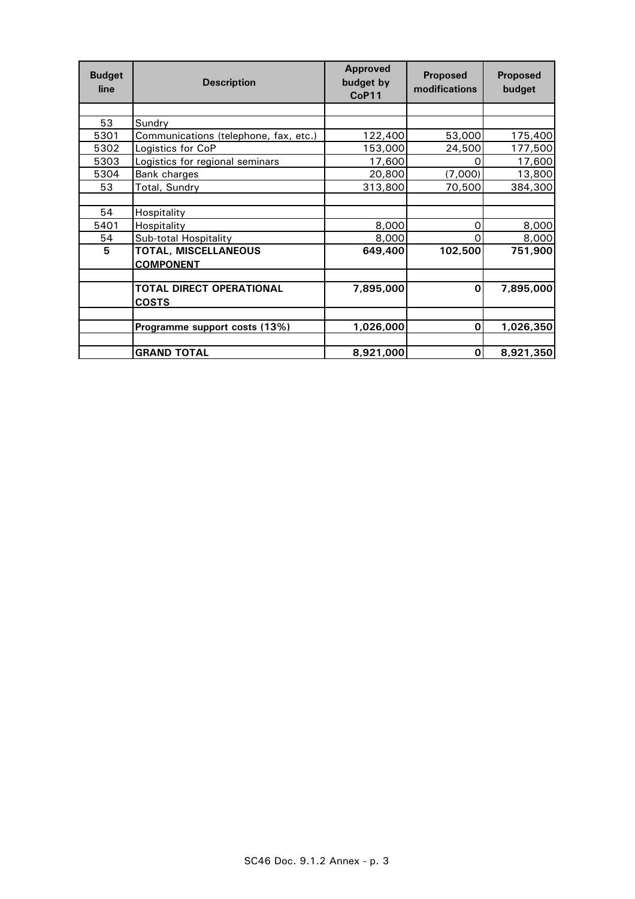| Budget line | Description | Approved budget by CoP11 | Proposed modifications | Proposed budget |
|---|---|---|---|---|
| | | | | |
| 53 | Sundry | | | |
| 5301 | Communications (telephone, fax, etc.) | 122,400 | 53,000 | 175,400 |
| 5302 | Logistics for CoP | 153,000 | 24,500 | 177,500 |
| 5303 | Logistics for regional seminars | 17,600 | 0 | 17,600 |
| 5304 | Bank charges | 20,800 | (7,000) | 13,800 |
| 53 | Total, Sundry | 313,800 | 70,500 | 384,300 |
| | | | | |
| 54 | Hospitality | | | |
| 5401 | Hospitality | 8,000 | 0 | 8,000 |
| 54 | Sub-total Hospitality | 8,000 | 0 | 8,000 |
| **5** | **TOTAL, MISCELLANEOUS COMPONENT** | **649,400** | **102,500** | **751,900** |
| | | | | |
| | **TOTAL DIRECT OPERATIONAL COSTS** | **7,895,000** | **0** | **7,895,000** |
| | | | | |
| | **Programme support costs (13%)** | **1,026,000** | **0** | **1,026,350** |
| | | | | |
| | **GRAND TOTAL** | **8,921,000** | **0** | **8,921,350** |